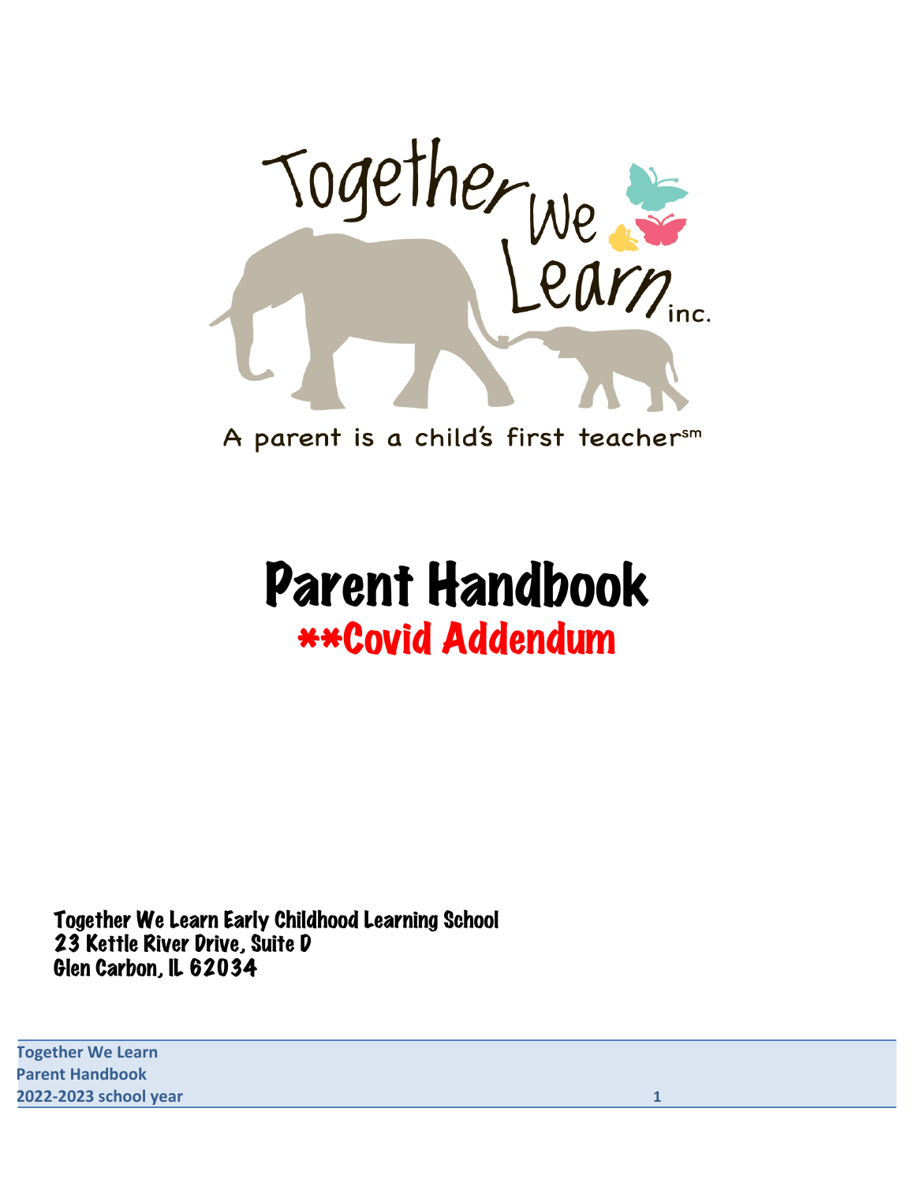Together We Learn inc.

A parent is a child's first teacher[sm]

# Parent Handbook

## **Covid Addendum

Together We Learn Early Childhood Learning School
23 Kettle River Drive, Suite D
Glen Carbon, IL 62034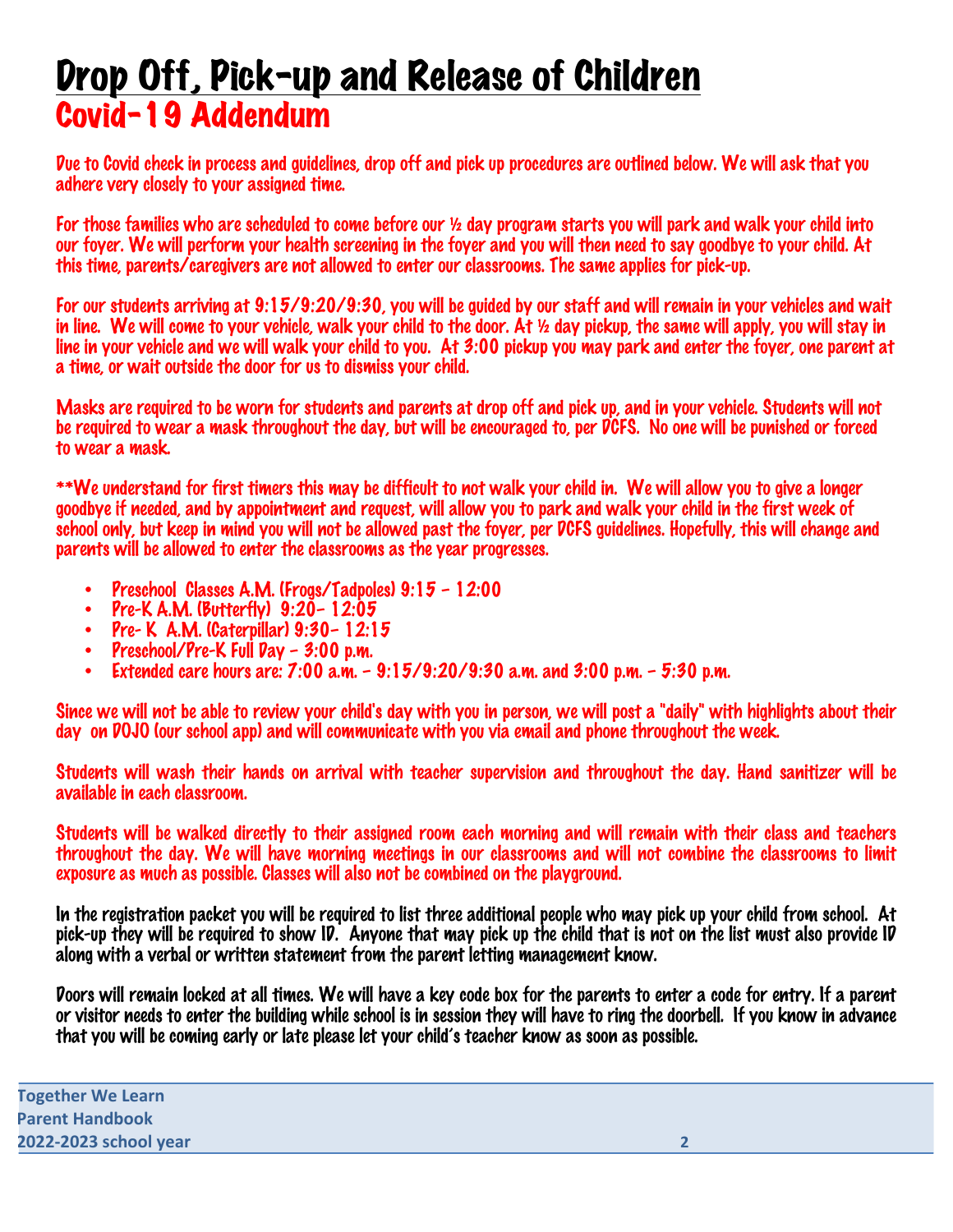# Drop Off, Pick-up and Release of Children

## Covid-19 Addendum

Due to Covid check in process and guidelines, drop off and pick up procedures are outlined below. We will ask that you adhere very closely to your assigned time.

For those families who are scheduled to come before our ½ day program starts you will park and walk your child into our foyer. We will perform your health screening in the foyer and you will then need to say goodbye to your child. At this time, parents/caregivers are not allowed to enter our classrooms. The same applies for pick-up.

For our students arriving at 9:15/9:20/9:30, you will be guided by our staff and will remain in your vehicles and wait in line. We will come to your vehicle, walk your child to the door. At ½ day pickup, the same will apply, you will stay in line in your vehicle and we will walk your child to you. At 3:00 pickup you may park and enter the foyer, one parent at a time, or wait outside the door for us to dismiss your child.

Masks are required to be worn for students and parents at drop off and pick up, and in your vehicle. Students will not be required to wear a mask throughout the day, but will be encouraged to, per DCFS. No one will be punished or forced to wear a mask.

**We understand for first timers this may be difficult to not walk your child in. We will allow you to give a longer goodbye if needed, and by appointment and request, will allow you to park and walk your child in the first week of school only, but keep in mind you will not be allowed past the foyer, per DCFS guidelines. Hopefully, this will change and parents will be allowed to enter the classrooms as the year progresses.

- Preschool Classes A.M. (Frogs/Tadpoles) 9:15 - 12:00
- Pre-K A.M. (Butterfly) 9:20- 12:05
- Pre- K A.M. (Caterpillar) 9:30- 12:15
- Preschool/Pre-K Full Day - 3:00 p.m.
- Extended care hours are: 7:00 a.m. - 9:15/9:20/9:30 a.m. and 3:00 p.m. - 5:30 p.m.

Since we will not be able to review your child's day with you in person, we will post a "daily" with highlights about their day on DOJO (our school app) and will communicate with you via email and phone throughout the week.

Students will wash their hands on arrival with teacher supervision and throughout the day. Hand sanitizer will be available in each classroom.

Students will be walked directly to their assigned room each morning and will remain with their class and teachers throughout the day. We will have morning meetings in our classrooms and will not combine the classrooms to limit exposure as much as possible. Classes will also not be combined on the playground.

In the registration packet you will be required to list three additional people who may pick up your child from school. At pick-up they will be required to show ID. Anyone that may pick up the child that is not on the list must also provide ID along with a verbal or written statement from the parent letting management know.

Doors will remain locked at all times. We will have a key code box for the parents to enter a code for entry. If a parent or visitor needs to enter the building while school is in session they will have to ring the doorbell. If you know in advance that you will be coming early or late please let your child's teacher know as soon as possible.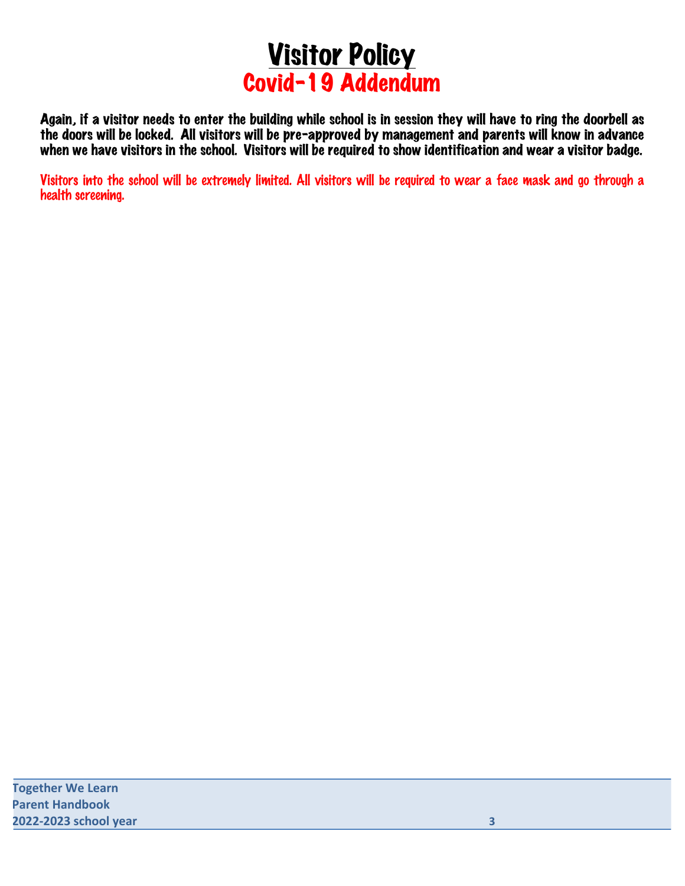# Visitor Policy

## Covid-19 Addendum

Again, if a visitor needs to enter the building while school is in session they will have to ring the doorbell as the doors will be locked. All visitors will be pre-approved by management and parents will know in advance when we have visitors in the school. Visitors will be required to show identification and wear a visitor badge.

Visitors into the school will be extremely limited. All visitors will be required to wear a face mask and go through a health screening.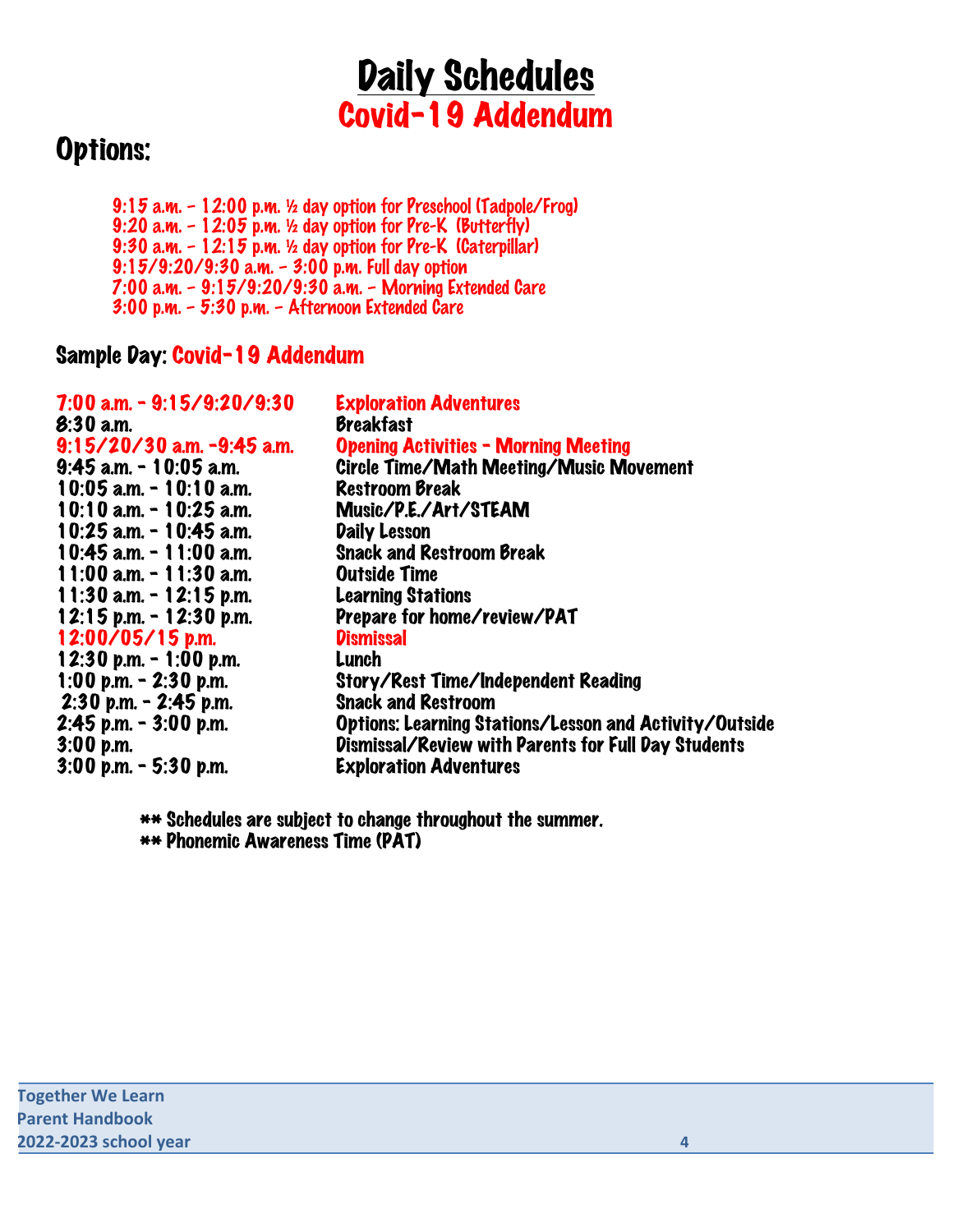# Daily Schedules
## Covid-19 Addendum

## Options:

9:15 a.m. - 12:00 p.m. ½ day option for Preschool (Tadpole/Frog)
9:20 a.m. - 12:05 p.m. ½ day option for Pre-K (Butterfly)
9:30 a.m. - 12:15 p.m. ½ day option for Pre-K (Caterpillar)
9:15/9:20/9:30 a.m. - 3:00 p.m. Full day option
7:00 a.m. - 9:15/9:20/9:30 a.m. - Morning Extended Care
3:00 p.m. - 5:30 p.m. - Afternoon Extended Care

### Sample Day: Covid-19 Addendum

| Time | Activity |
|---|---|
| 7:00 a.m. - 9:15/9:20/9:30 | Exploration Adventures |
| 8:30 a.m. | Breakfast |
| 9:15/20/30 a.m. -9:45 a.m. | Opening Activities - Morning Meeting |
| 9:45 a.m. - 10:05 a.m. | Circle Time/Math Meeting/Music Movement |
| 10:05 a.m. - 10:10 a.m. | Restroom Break |
| 10:10 a.m. - 10:25 a.m. | Music/P.E./Art/STEAM |
| 10:25 a.m. - 10:45 a.m. | Daily Lesson |
| 10:45 a.m. - 11:00 a.m. | Snack and Restroom Break |
| 11:00 a.m. - 11:30 a.m. | Outside Time |
| 11:30 a.m. - 12:15 p.m. | Learning Stations |
| 12:15 p.m. - 12:30 p.m. | Prepare for home/review/PAT |
| 12:00/05/15 p.m. | Dismissal |
| 12:30 p.m. - 1:00 p.m. | Lunch |
| 1:00 p.m. - 2:30 p.m. | Story/Rest Time/Independent Reading |
| 2:30 p.m. - 2:45 p.m. | Snack and Restroom |
| 2:45 p.m. - 3:00 p.m. | Options: Learning Stations/Lesson and Activity/Outside |
| 3:00 p.m. | Dismissal/Review with Parents for Full Day Students |
| 3:00 p.m. - 5:30 p.m. | Exploration Adventures |

** Schedules are subject to change throughout the summer.
** Phonemic Awareness Time (PAT)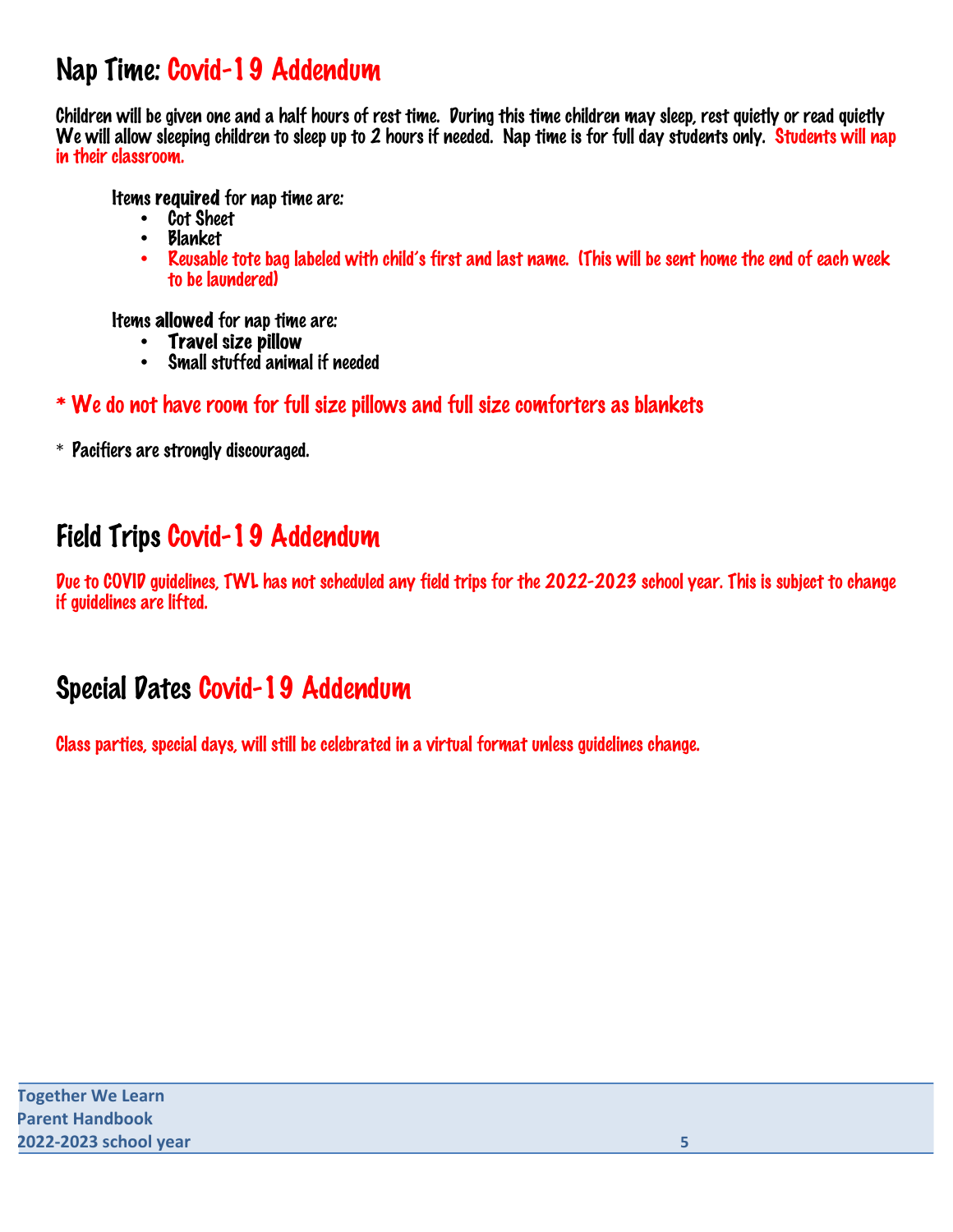## Nap Time: Covid-19 Addendum

Children will be given one and a half hours of rest time. During this time children may sleep, rest quietly or read quietly We will allow sleeping children to sleep up to 2 hours if needed. Nap time is for full day students only. Students will nap in their classroom.

Items **required** for nap time are:

- Cot Sheet
- Blanket
- Reusable tote bag labeled with child's first and last name. (This will be sent home the end of each week to be laundered)

Items **allowed** for nap time are:

- Travel size pillow
- Small stuffed animal if needed

\* We do not have room for full size pillows and full size comforters as blankets

\* Pacifiers are strongly discouraged.

## Field Trips Covid-19 Addendum

Due to COVID guidelines, TWL has not scheduled any field trips for the 2022-2023 school year. This is subject to change if guidelines are lifted.

## Special Dates Covid-19 Addendum

Class parties, special days, will still be celebrated in a virtual format unless guidelines change.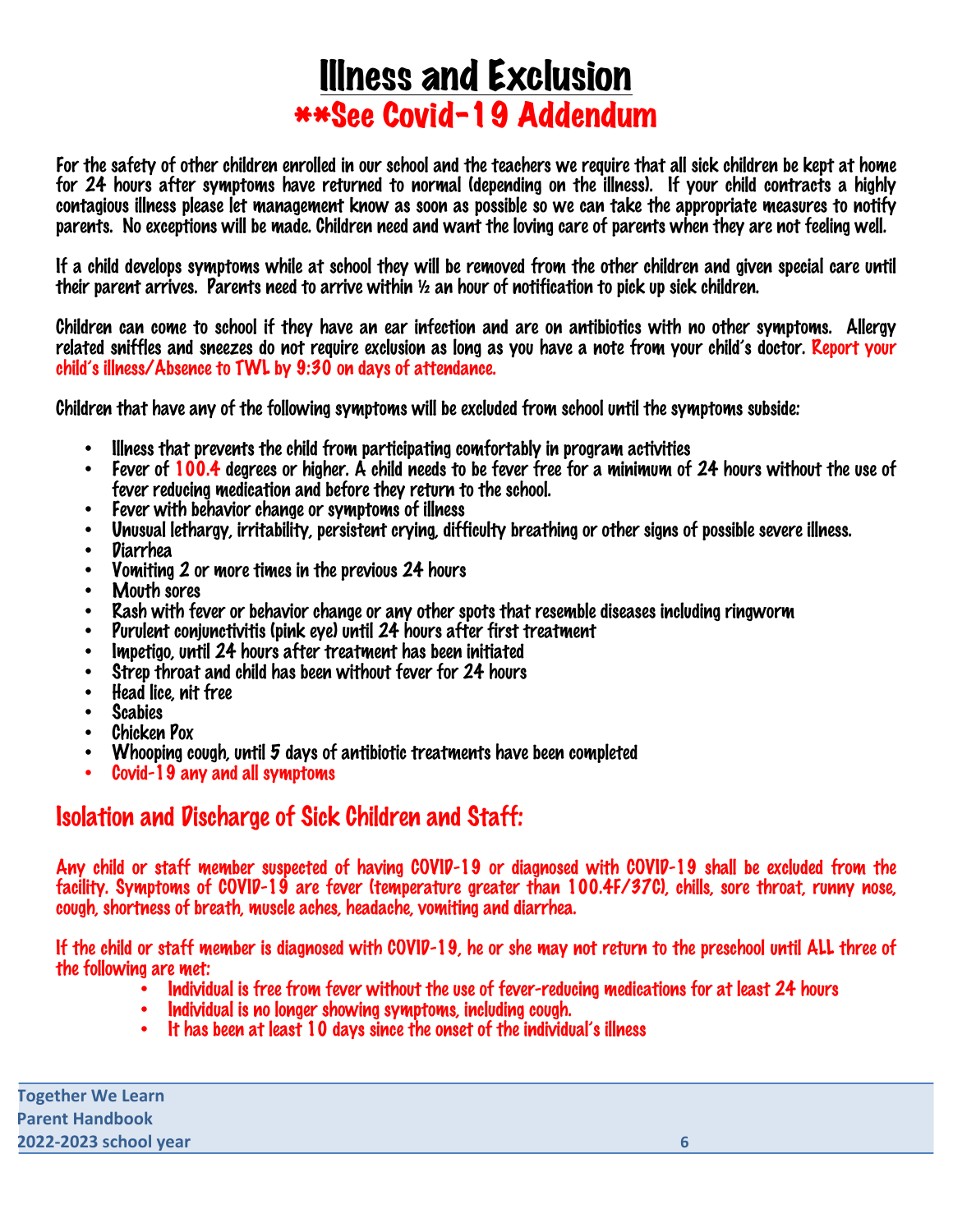# Illness and Exclusion

## **See Covid-19 Addendum

For the safety of other children enrolled in our school and the teachers we require that all sick children be kept at home for 24 hours after symptoms have returned to normal (depending on the illness). If your child contracts a highly contagious illness please let management know as soon as possible so we can take the appropriate measures to notify parents. No exceptions will be made. Children need and want the loving care of parents when they are not feeling well.

If a child develops symptoms while at school they will be removed from the other children and given special care until their parent arrives. Parents need to arrive within ½ an hour of notification to pick up sick children.

Children can come to school if they have an ear infection and are on antibiotics with no other symptoms. Allergy related sniffles and sneezes do not require exclusion as long as you have a note from your child's doctor. Report your child's illness/Absence to TWL by 9:30 on days of attendance.

Children that have any of the following symptoms will be excluded from school until the symptoms subside:

- Illness that prevents the child from participating comfortably in program activities
- Fever of 100.4 degrees or higher. A child needs to be fever free for a minimum of 24 hours without the use of fever reducing medication and before they return to the school.
- Fever with behavior change or symptoms of illness
- Unusual lethargy, irritability, persistent crying, difficulty breathing or other signs of possible severe illness.
- Diarrhea
- Vomiting 2 or more times in the previous 24 hours
- Mouth sores
- Rash with fever or behavior change or any other spots that resemble diseases including ringworm
- Purulent conjunctivitis (pink eye) until 24 hours after first treatment
- Impetigo, until 24 hours after treatment has been initiated
- Strep throat and child has been without fever for 24 hours
- Head lice, nit free
- Scabies
- Chicken Pox
- Whooping cough, until 5 days of antibiotic treatments have been completed
- Covid-19 any and all symptoms

## Isolation and Discharge of Sick Children and Staff:

Any child or staff member suspected of having COVID-19 or diagnosed with COVID-19 shall be excluded from the facility. Symptoms of COVID-19 are fever (temperature greater than 100.4F/37C), chills, sore throat, runny nose, cough, shortness of breath, muscle aches, headache, vomiting and diarrhea.

If the child or staff member is diagnosed with COVID-19, he or she may not return to the preschool until ALL three of the following are met:

- Individual is free from fever without the use of fever-reducing medications for at least 24 hours
- Individual is no longer showing symptoms, including cough.
- It has been at least 10 days since the onset of the individual's illness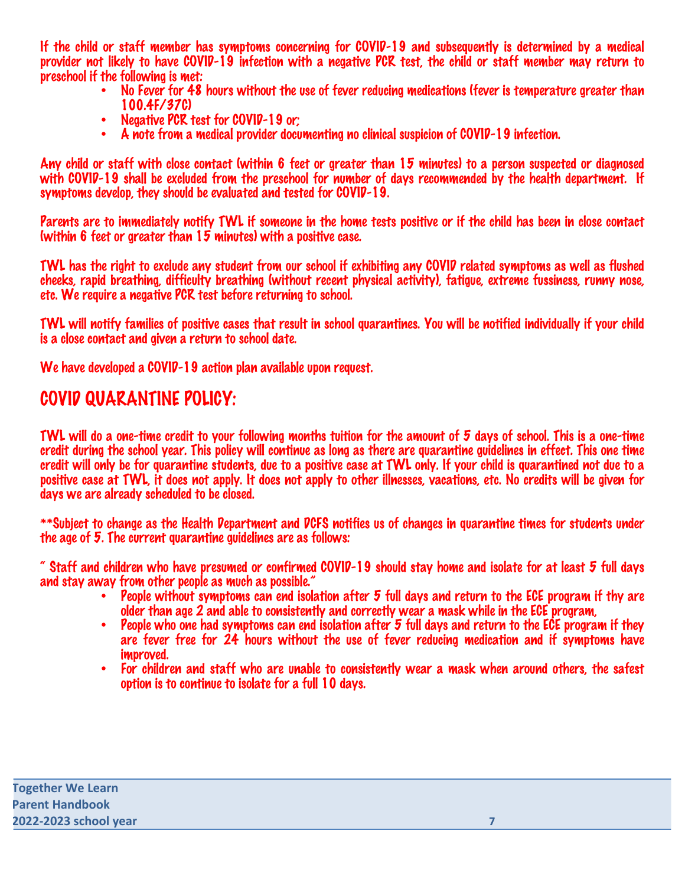If the child or staff member has symptoms concerning for COVID-19 and subsequently is determined by a medical provider not likely to have COVID-19 infection with a negative PCR test, the child or staff member may return to preschool if the following is met:

- No Fever for 48 hours without the use of fever reducing medications (fever is temperature greater than 100.4F/37C)
- Negative PCR test for COVID-19 or;
- A note from a medical provider documenting no clinical suspicion of COVID-19 infection.

Any child or staff with close contact (within 6 feet or greater than 15 minutes) to a person suspected or diagnosed with COVID-19 shall be excluded from the preschool for number of days recommended by the health department. If symptoms develop, they should be evaluated and tested for COVID-19.

Parents are to immediately notify TWL if someone in the home tests positive or if the child has been in close contact (within 6 feet or greater than 15 minutes) with a positive case.

TWL has the right to exclude any student from our school if exhibiting any COVID related symptoms as well as flushed cheeks, rapid breathing, difficulty breathing (without recent physical activity), fatigue, extreme fussiness, runny nose, etc. We require a negative PCR test before returning to school.

TWL will notify families of positive cases that result in school quarantines. You will be notified individually if your child is a close contact and given a return to school date.

We have developed a COVID-19 action plan available upon request.

## COVID QUARANTINE POLICY:

TWL will do a one-time credit to your following months tuition for the amount of 5 days of school. This is a one-time credit during the school year. This policy will continue as long as there are quarantine guidelines in effect. This one time credit will only be for quarantine students, due to a positive case at TWL only. If your child is quarantined not due to a positive case at TWL, it does not apply. It does not apply to other illnesses, vacations, etc. No credits will be given for days we are already scheduled to be closed.

**Subject to change as the Health Department and DCFS notifies us of changes in quarantine times for students under the age of 5. The current quarantine guidelines are as follows:

" Staff and children who have presumed or confirmed COVID-19 should stay home and isolate for at least 5 full days and stay away from other people as much as possible."

- People without symptoms can end isolation after 5 full days and return to the ECE program if thy are older than age 2 and able to consistently and correctly wear a mask while in the ECE program,
- People who one had symptoms can end isolation after 5 full days and return to the ECE program if they are fever free for 24 hours without the use of fever reducing medication and if symptoms have improved.
- For children and staff who are unable to consistently wear a mask when around others, the safest option is to continue to isolate for a full 10 days.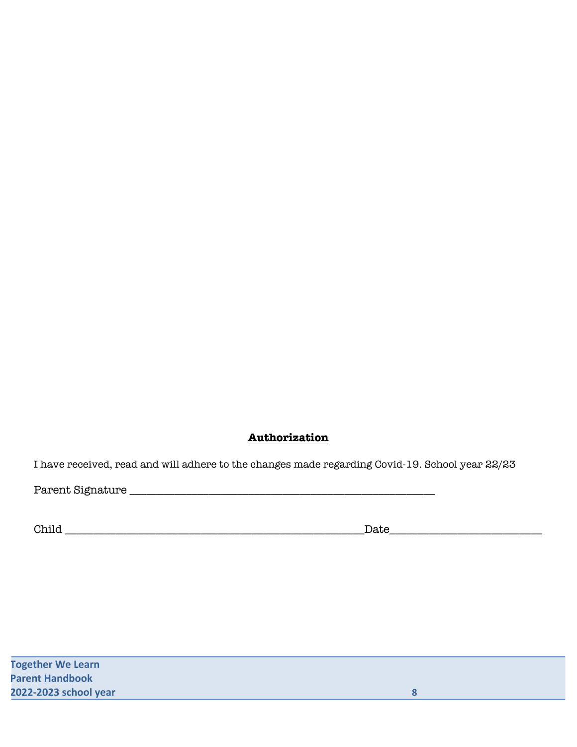**Authorization**

I have received, read and will adhere to the changes made regarding Covid-19. School year 22/23

Parent Signature ______________________________________________

Child _______________________________________________Date________________________